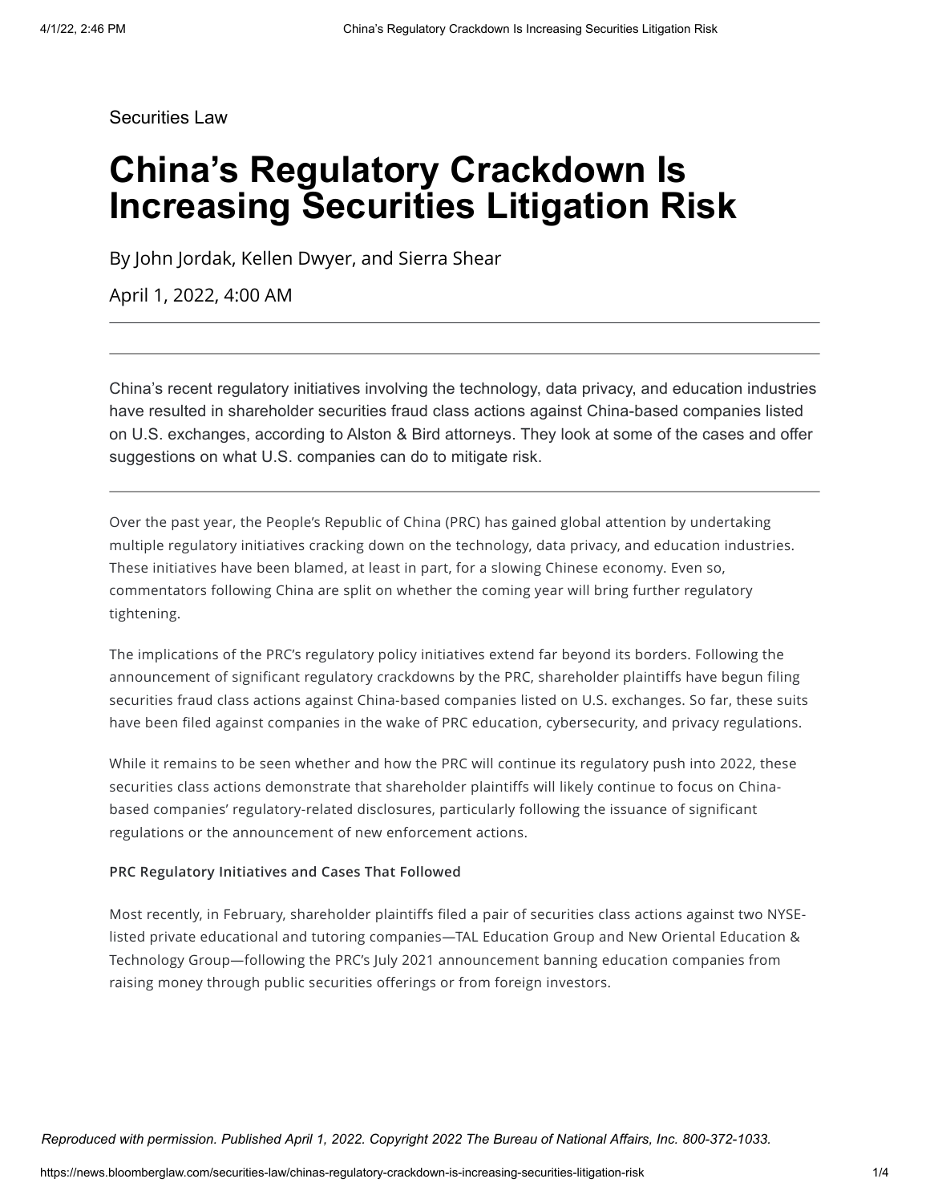Securities Law

# China's Regulatory Crackdown Is Increasing Securities Litigation Risk

By John Jordak, Kellen Dwyer, and Sierra Shear

April 1, 2022, 4:00 AM

---

China's recent regulatory initiatives involving the technology, data privacy, and education industries have resulted in shareholder securities fraud class actions against China-based companies listed on U.S. exchanges, according to Alston & Bird attorneys. They look at some of the cases and offer suggestions on what U.S. companies can do to mitigate risk.

---

Over the past year, the People's Republic of China (PRC) has gained global attention by undertaking multiple regulatory initiatives cracking down on the technology, data privacy, and education industries. These initiatives have been blamed, at least in part, for a slowing Chinese economy. Even so, commentators following China are split on whether the coming year will bring further regulatory tightening.

The implications of the PRC's regulatory policy initiatives extend far beyond its borders. Following the announcement of significant regulatory crackdowns by the PRC, shareholder plaintiffs have begun filing securities fraud class actions against China-based companies listed on U.S. exchanges. So far, these suits have been filed against companies in the wake of PRC education, cybersecurity, and privacy regulations.

While it remains to be seen whether and how the PRC will continue its regulatory push into 2022, these securities class actions demonstrate that shareholder plaintiffs will likely continue to focus on China-based companies' regulatory-related disclosures, particularly following the issuance of significant regulations or the announcement of new enforcement actions.

**PRC Regulatory Initiatives and Cases That Followed**

Most recently, in February, shareholder plaintiffs filed a pair of securities class actions against two NYSE-listed private educational and tutoring companies—TAL Education Group and New Oriental Education & Technology Group—following the PRC's July 2021 announcement banning education companies from raising money through public securities offerings or from foreign investors.

*Reproduced with permission. Published April 1, 2022. Copyright 2022 The Bureau of National Affairs, Inc. 800-372-1033.*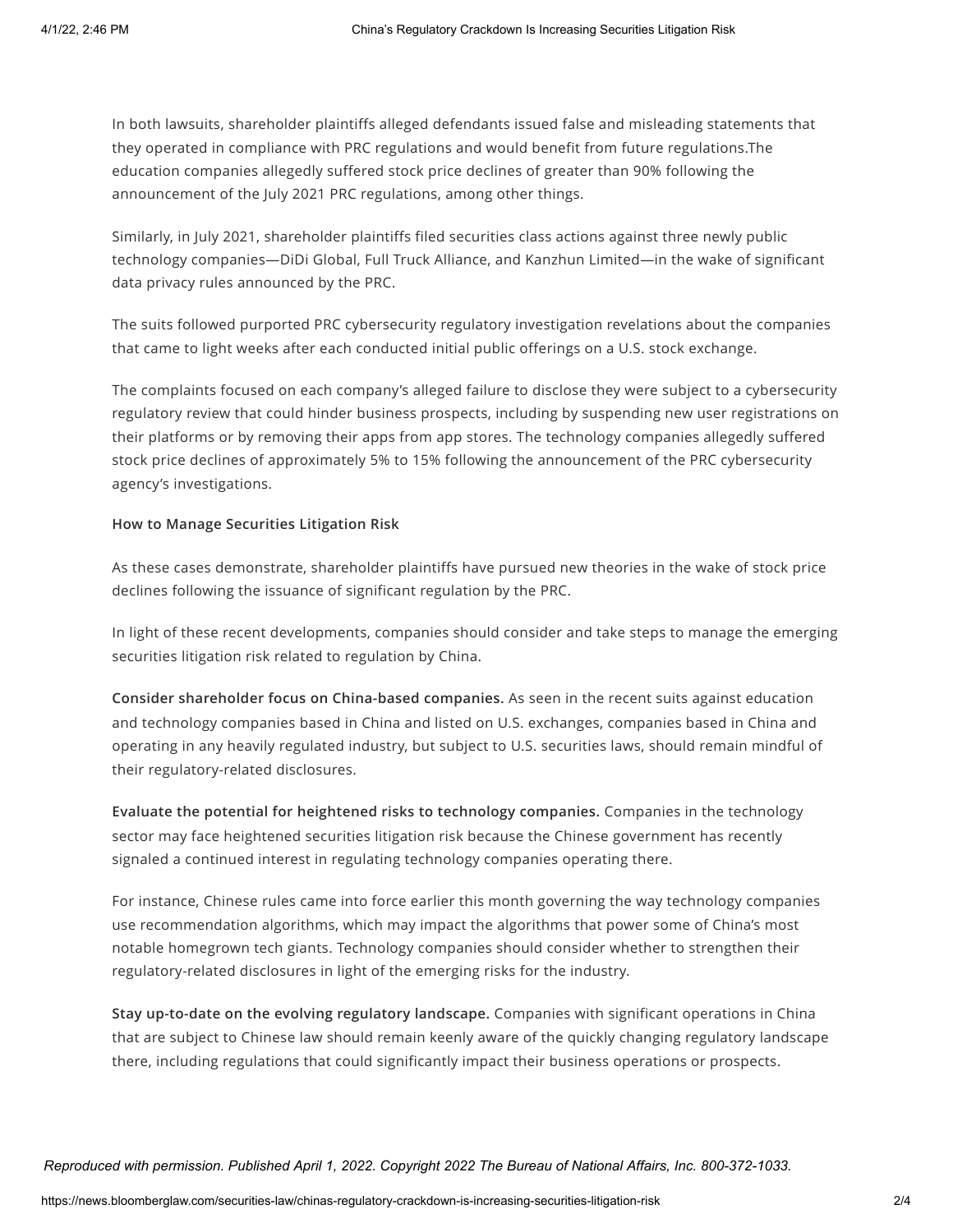In both lawsuits, shareholder plaintiffs alleged defendants issued false and misleading statements that they operated in compliance with PRC regulations and would benefit from future regulations.The education companies allegedly suffered stock price declines of greater than 90% following the announcement of the July 2021 PRC regulations, among other things.

Similarly, in July 2021, shareholder plaintiffs filed securities class actions against three newly public technology companies—DiDi Global, Full Truck Alliance, and Kanzhun Limited—in the wake of significant data privacy rules announced by the PRC.

The suits followed purported PRC cybersecurity regulatory investigation revelations about the companies that came to light weeks after each conducted initial public offerings on a U.S. stock exchange.

The complaints focused on each company's alleged failure to disclose they were subject to a cybersecurity regulatory review that could hinder business prospects, including by suspending new user registrations on their platforms or by removing their apps from app stores. The technology companies allegedly suffered stock price declines of approximately 5% to 15% following the announcement of the PRC cybersecurity agency's investigations.

**How to Manage Securities Litigation Risk**

As these cases demonstrate, shareholder plaintiffs have pursued new theories in the wake of stock price declines following the issuance of significant regulation by the PRC.

In light of these recent developments, companies should consider and take steps to manage the emerging securities litigation risk related to regulation by China.

**Consider shareholder focus on China-based companies.** As seen in the recent suits against education and technology companies based in China and listed on U.S. exchanges, companies based in China and operating in any heavily regulated industry, but subject to U.S. securities laws, should remain mindful of their regulatory-related disclosures.

**Evaluate the potential for heightened risks to technology companies.** Companies in the technology sector may face heightened securities litigation risk because the Chinese government has recently signaled a continued interest in regulating technology companies operating there.

For instance, Chinese rules came into force earlier this month governing the way technology companies use recommendation algorithms, which may impact the algorithms that power some of China's most notable homegrown tech giants. Technology companies should consider whether to strengthen their regulatory-related disclosures in light of the emerging risks for the industry.

**Stay up-to-date on the evolving regulatory landscape.** Companies with significant operations in China that are subject to Chinese law should remain keenly aware of the quickly changing regulatory landscape there, including regulations that could significantly impact their business operations or prospects.

*Reproduced with permission. Published April 1, 2022. Copyright 2022 The Bureau of National Affairs, Inc. 800-372-1033.*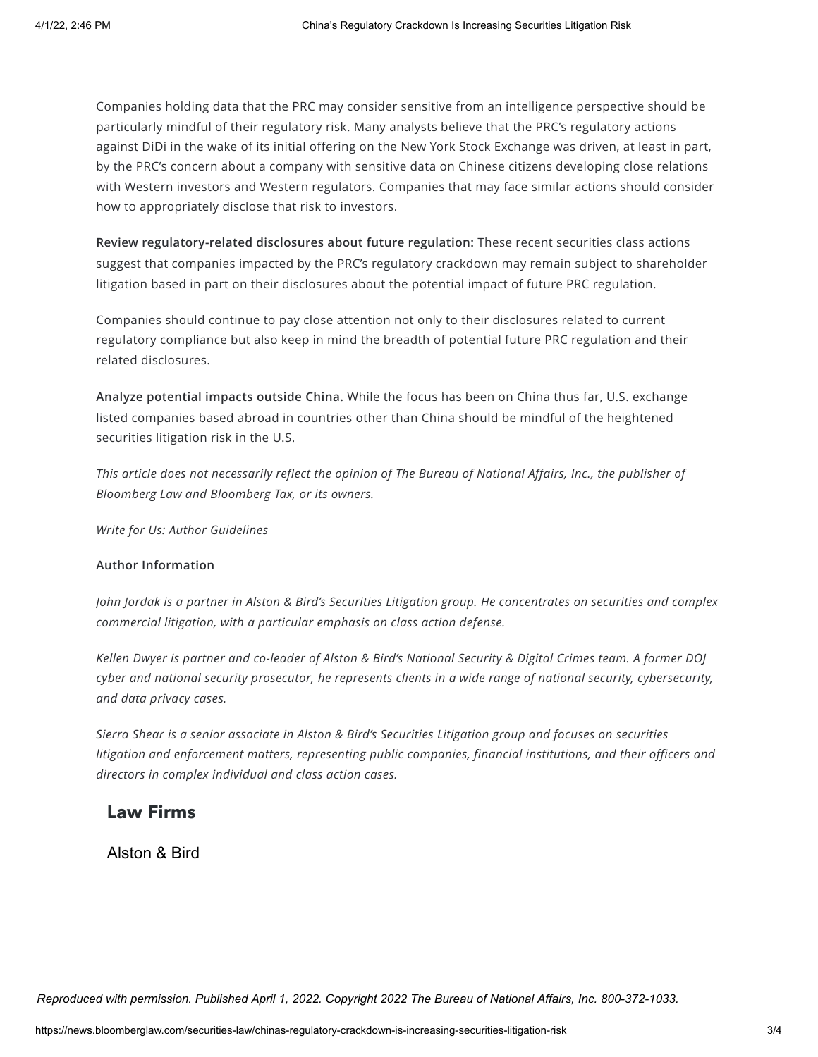Companies holding data that the PRC may consider sensitive from an intelligence perspective should be particularly mindful of their regulatory risk. Many analysts believe that the PRC's regulatory actions against DiDi in the wake of its initial offering on the New York Stock Exchange was driven, at least in part, by the PRC's concern about a company with sensitive data on Chinese citizens developing close relations with Western investors and Western regulators. Companies that may face similar actions should consider how to appropriately disclose that risk to investors.

**Review regulatory-related disclosures about future regulation:** These recent securities class actions suggest that companies impacted by the PRC's regulatory crackdown may remain subject to shareholder litigation based in part on their disclosures about the potential impact of future PRC regulation.

Companies should continue to pay close attention not only to their disclosures related to current regulatory compliance but also keep in mind the breadth of potential future PRC regulation and their related disclosures.

**Analyze potential impacts outside China.** While the focus has been on China thus far, U.S. exchange listed companies based abroad in countries other than China should be mindful of the heightened securities litigation risk in the U.S.

*This article does not necessarily reflect the opinion of The Bureau of National Affairs, Inc., the publisher of Bloomberg Law and Bloomberg Tax, or its owners.*

*Write for Us: Author Guidelines*

**Author Information**

*John Jordak is a partner in Alston & Bird's Securities Litigation group. He concentrates on securities and complex commercial litigation, with a particular emphasis on class action defense.*

*Kellen Dwyer is partner and co-leader of Alston & Bird's National Security & Digital Crimes team. A former DOJ cyber and national security prosecutor, he represents clients in a wide range of national security, cybersecurity, and data privacy cases.*

*Sierra Shear is a senior associate in Alston & Bird's Securities Litigation group and focuses on securities litigation and enforcement matters, representing public companies, financial institutions, and their officers and directors in complex individual and class action cases.*

## Law Firms

Alston & Bird

*Reproduced with permission. Published April 1, 2022. Copyright 2022 The Bureau of National Affairs, Inc. 800-372-1033.*